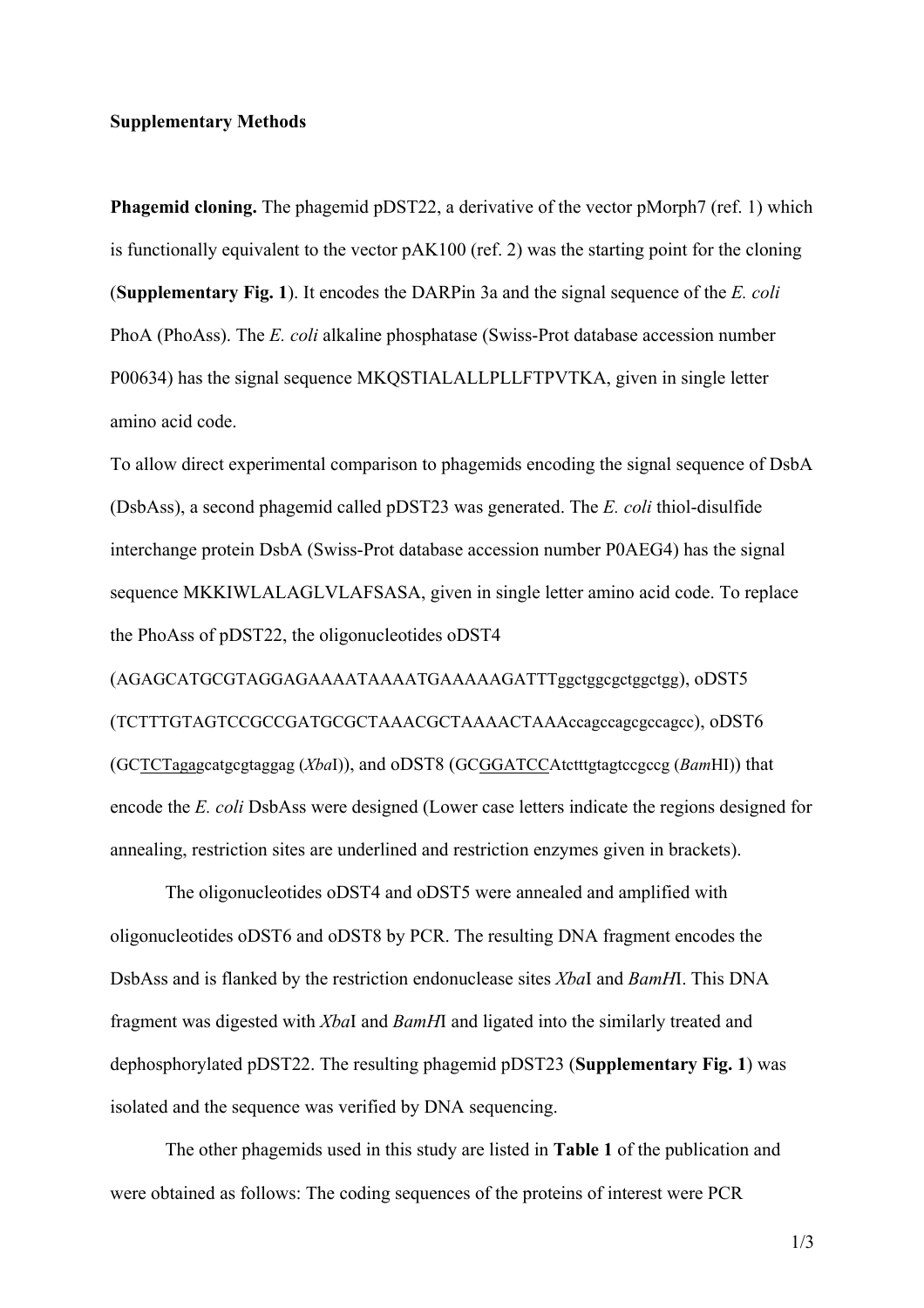**Supplementary Methods**

**Phagemid cloning.** The phagemid pDST22, a derivative of the vector pMorph7 (ref. 1) which is functionally equivalent to the vector pAK100 (ref. 2) was the starting point for the cloning (**Supplementary Fig. 1**). It encodes the DARPin 3a and the signal sequence of the *E. coli* PhoA (PhoAss). The *E. coli* alkaline phosphatase (Swiss-Prot database accession number P00634) has the signal sequence MKQSTIALALLPLLFTPVTKA, given in single letter amino acid code.

To allow direct experimental comparison to phagemids encoding the signal sequence of DsbA (DsbAss), a second phagemid called pDST23 was generated. The *E. coli* thiol-disulfide interchange protein DsbA (Swiss-Prot database accession number P0AEG4) has the signal sequence MKKIWLALAGLVLAFSASA, given in single letter amino acid code. To replace the PhoAss of pDST22, the oligonucleotides oDST4 (AGAGCATGCGTAGGAGAAAATAAAATGAAAAAGATTTggctggcgctggctgg), oDST5 (TCTTTGTAGTCCGCCGATGCGCTAAACGCTAAAACTAAAccagccagcgccagcc), oDST6 (GC<u>TCTaga</u>gcatgcgtaggag (*Xba*I)), and oDST8 (GC<u>GGATCC</u>Atctttgtagtccgccg (*Bam*HI)) that encode the *E. coli* DsbAss were designed (Lower case letters indicate the regions designed for annealing, restriction sites are underlined and restriction enzymes given in brackets).

The oligonucleotides oDST4 and oDST5 were annealed and amplified with oligonucleotides oDST6 and oDST8 by PCR. The resulting DNA fragment encodes the DsbAss and is flanked by the restriction endonuclease sites *Xba*I and *BamH*I. This DNA fragment was digested with *Xba*I and *BamH*I and ligated into the similarly treated and dephosphorylated pDST22. The resulting phagemid pDST23 (**Supplementary Fig. 1**) was isolated and the sequence was verified by DNA sequencing.

The other phagemids used in this study are listed in **Table 1** of the publication and were obtained as follows: The coding sequences of the proteins of interest were PCR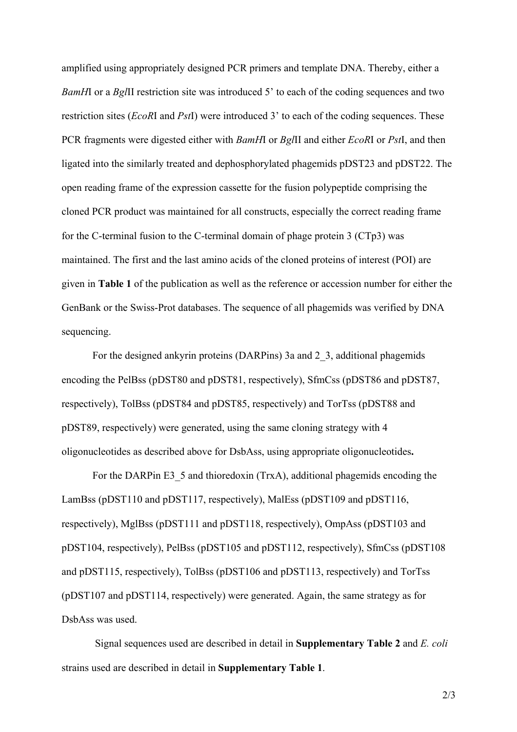amplified using appropriately designed PCR primers and template DNA. Thereby, either a *BamH*I or a *Bgl*II restriction site was introduced 5' to each of the coding sequences and two restriction sites (*EcoR*I and *Pst*I) were introduced 3' to each of the coding sequences. These PCR fragments were digested either with *BamH*I or *Bgl*II and either *EcoR*I or *Pst*I, and then ligated into the similarly treated and dephosphorylated phagemids pDST23 and pDST22. The open reading frame of the expression cassette for the fusion polypeptide comprising the cloned PCR product was maintained for all constructs, especially the correct reading frame for the C-terminal fusion to the C-terminal domain of phage protein 3 (CTp3) was maintained. The first and the last amino acids of the cloned proteins of interest (POI) are given in **Table 1** of the publication as well as the reference or accession number for either the GenBank or the Swiss-Prot databases. The sequence of all phagemids was verified by DNA sequencing.

For the designed ankyrin proteins (DARPins) 3a and 2_3, additional phagemids encoding the PelBss (pDST80 and pDST81, respectively), SfmCss (pDST86 and pDST87, respectively), TolBss (pDST84 and pDST85, respectively) and TorTss (pDST88 and pDST89, respectively) were generated, using the same cloning strategy with 4 oligonucleotides as described above for DsbAss, using appropriate oligonucleotides**.**

For the DARPin E3_5 and thioredoxin (TrxA), additional phagemids encoding the LamBss (pDST110 and pDST117, respectively), MalEss (pDST109 and pDST116, respectively), MglBss (pDST111 and pDST118, respectively), OmpAss (pDST103 and pDST104, respectively), PelBss (pDST105 and pDST112, respectively), SfmCss (pDST108 and pDST115, respectively), TolBss (pDST106 and pDST113, respectively) and TorTss (pDST107 and pDST114, respectively) were generated. Again, the same strategy as for DsbAss was used.

Signal sequences used are described in detail in **Supplementary Table 2** and *E. coli* strains used are described in detail in **Supplementary Table 1**.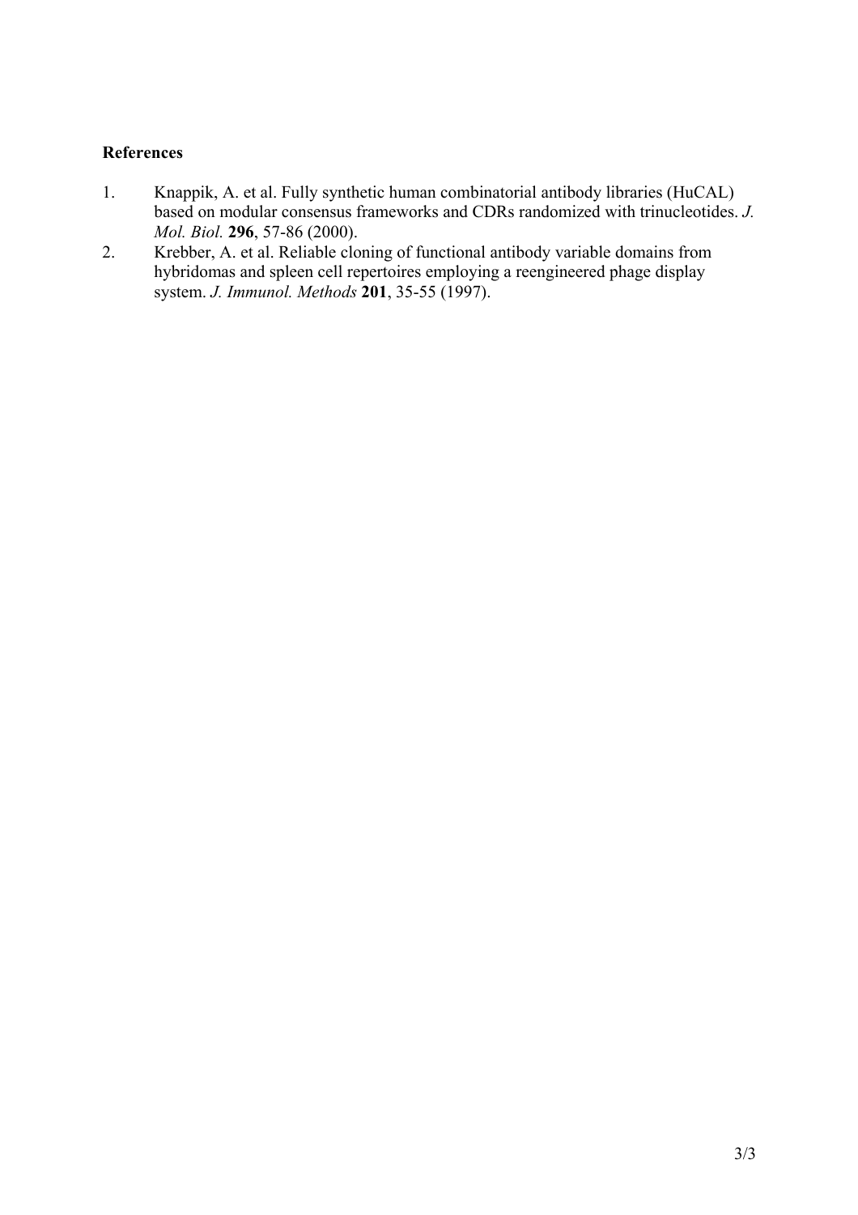**References**

1. Knappik, A. et al. Fully synthetic human combinatorial antibody libraries (HuCAL) based on modular consensus frameworks and CDRs randomized with trinucleotides. *J. Mol. Biol.* **296**, 57-86 (2000).
2. Krebber, A. et al. Reliable cloning of functional antibody variable domains from hybridomas and spleen cell repertoires employing a reengineered phage display system. *J. Immunol. Methods* **201**, 35-55 (1997).